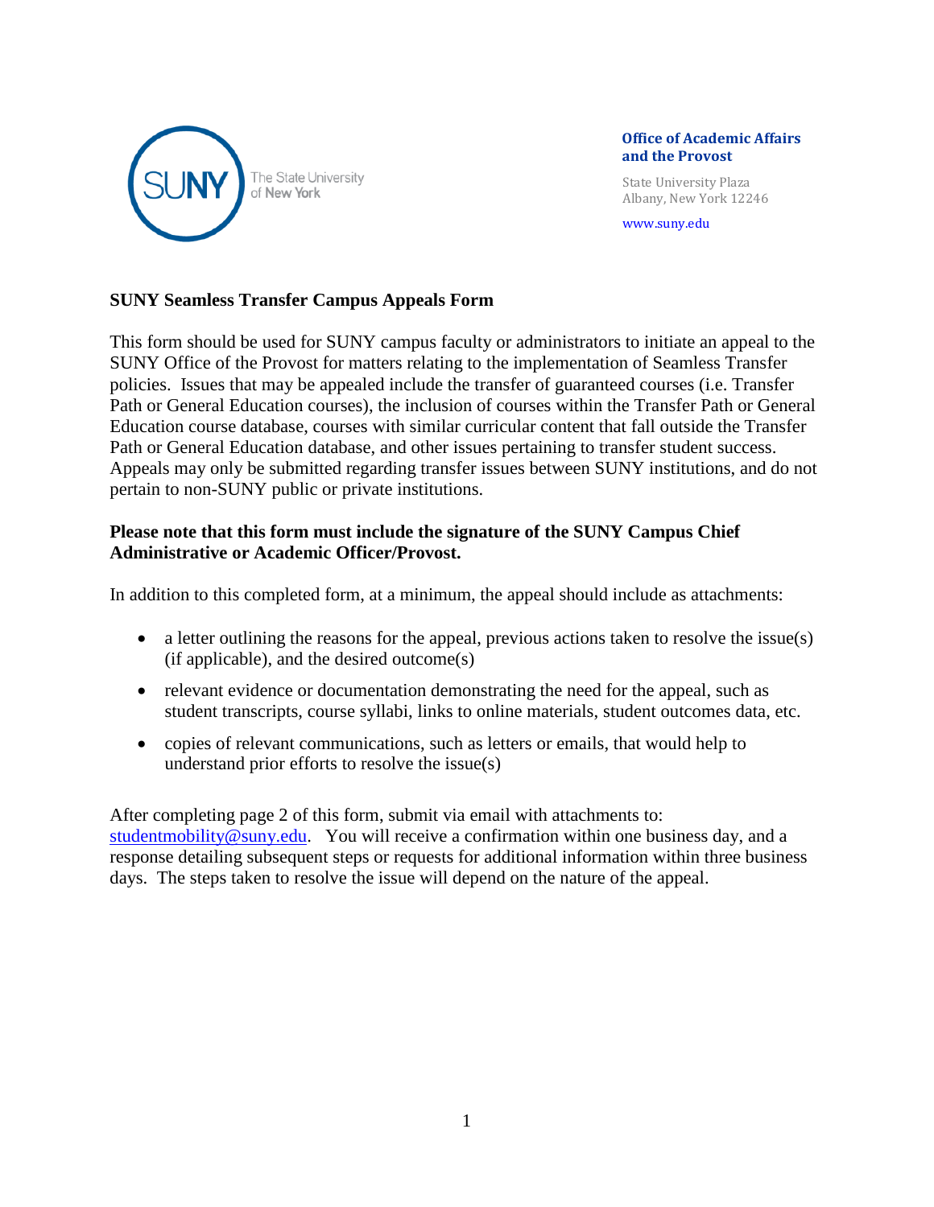SUNY The State University of New York

**Office of Academic Affairs and the Provost**

State University Plaza
Albany, New York 12246

www.suny.edu

## SUNY Seamless Transfer Campus Appeals Form

This form should be used for SUNY campus faculty or administrators to initiate an appeal to the SUNY Office of the Provost for matters relating to the implementation of Seamless Transfer policies. Issues that may be appealed include the transfer of guaranteed courses (i.e. Transfer Path or General Education courses), the inclusion of courses within the Transfer Path or General Education course database, courses with similar curricular content that fall outside the Transfer Path or General Education database, and other issues pertaining to transfer student success. Appeals may only be submitted regarding transfer issues between SUNY institutions, and do not pertain to non-SUNY public or private institutions.

**Please note that this form must include the signature of the SUNY Campus Chief Administrative or Academic Officer/Provost.**

In addition to this completed form, at a minimum, the appeal should include as attachments:

- a letter outlining the reasons for the appeal, previous actions taken to resolve the issue(s) (if applicable), and the desired outcome(s)
- relevant evidence or documentation demonstrating the need for the appeal, such as student transcripts, course syllabi, links to online materials, student outcomes data, etc.
- copies of relevant communications, such as letters or emails, that would help to understand prior efforts to resolve the issue(s)

After completing page 2 of this form, submit via email with attachments to: studentmobility@suny.edu. You will receive a confirmation within one business day, and a response detailing subsequent steps or requests for additional information within three business days. The steps taken to resolve the issue will depend on the nature of the appeal.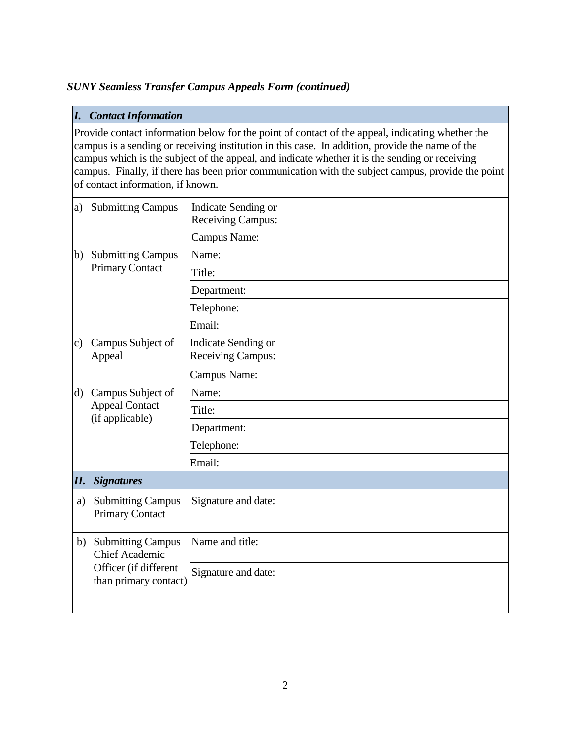*SUNY Seamless Transfer Campus Appeals Form (continued)*

| | | |
|---|---|---|
| ***I. Contact Information*** | | |
| Provide contact information below for the point of contact of the appeal, indicating whether the campus is a sending or receiving institution in this case. In addition, provide the name of the campus which is the subject of the appeal, and indicate whether it is the sending or receiving campus. Finally, if there has been prior communication with the subject campus, provide the point of contact information, if known. | | |
| a) Submitting Campus | Indicate Sending or Receiving Campus: | |
| | Campus Name: | |
| b) Submitting Campus Primary Contact | Name: | |
| | Title: | |
| | Department: | |
| | Telephone: | |
| | Email: | |
| c) Campus Subject of Appeal | Indicate Sending or Receiving Campus: | |
| | Campus Name: | |
| d) Campus Subject of Appeal Contact (if applicable) | Name: | |
| | Title: | |
| | Department: | |
| | Telephone: | |
| | Email: | |
| ***II. Signatures*** | | |
| a) Submitting Campus Primary Contact | Signature and date: | |
| b) Submitting Campus Chief Academic Officer (if different than primary contact) | Name and title: | |
| | Signature and date: | |